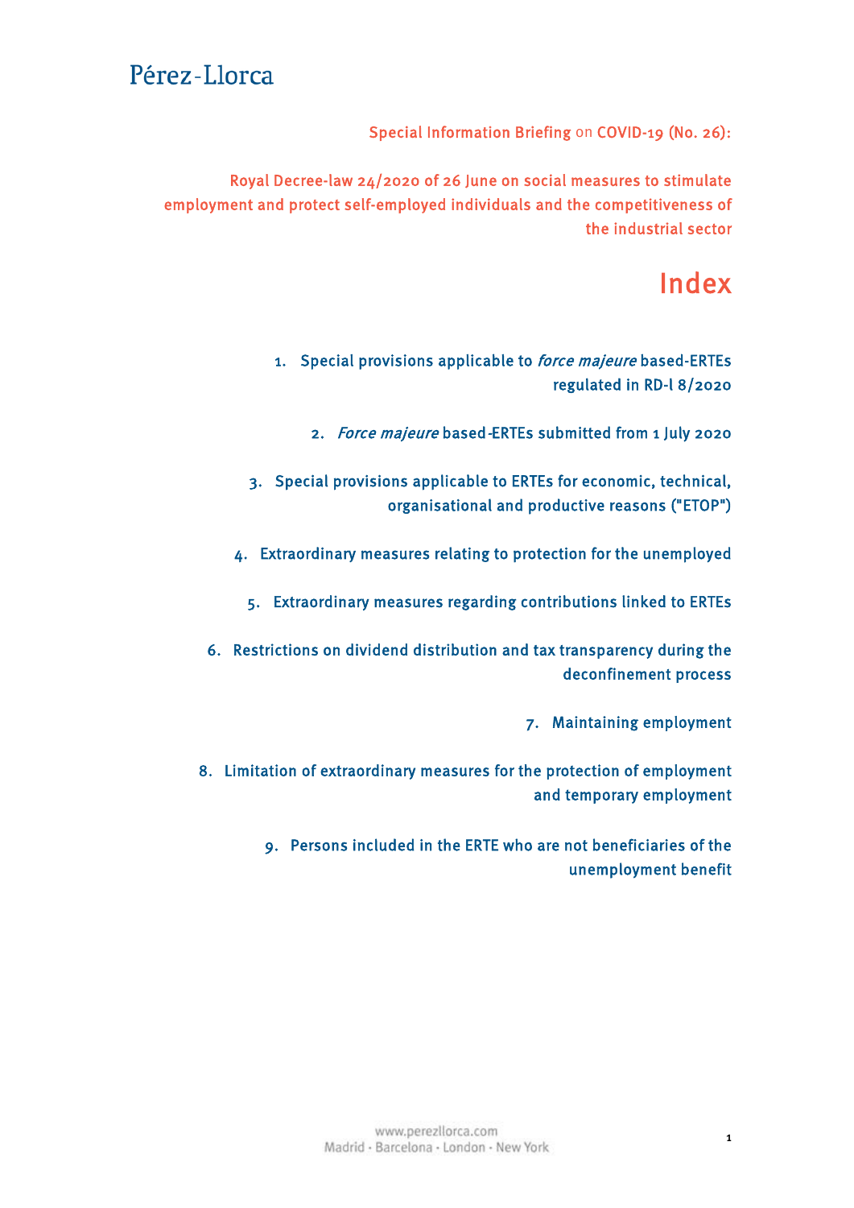Pérez-Llorca

Special Information Briefing on COVID-19 (No. 26):

# Royal Decree-law 24/2020 of 26 June on social measures to stimulate employment and protect self-employed individuals and the competitiveness of the industrial sector

## Index

1. Special provisions applicable to *force majeure* based-ERTEs regulated in RD-l 8/2020
2. *Force majeure* based-ERTEs submitted from 1 July 2020
3. Special provisions applicable to ERTEs for economic, technical, organisational and productive reasons ("ETOP")
4. Extraordinary measures relating to protection for the unemployed
5. Extraordinary measures regarding contributions linked to ERTEs
6. Restrictions on dividend distribution and tax transparency during the deconfinement process
7. Maintaining employment
8. Limitation of extraordinary measures for the protection of employment and temporary employment
9. Persons included in the ERTE who are not beneficiaries of the unemployment benefit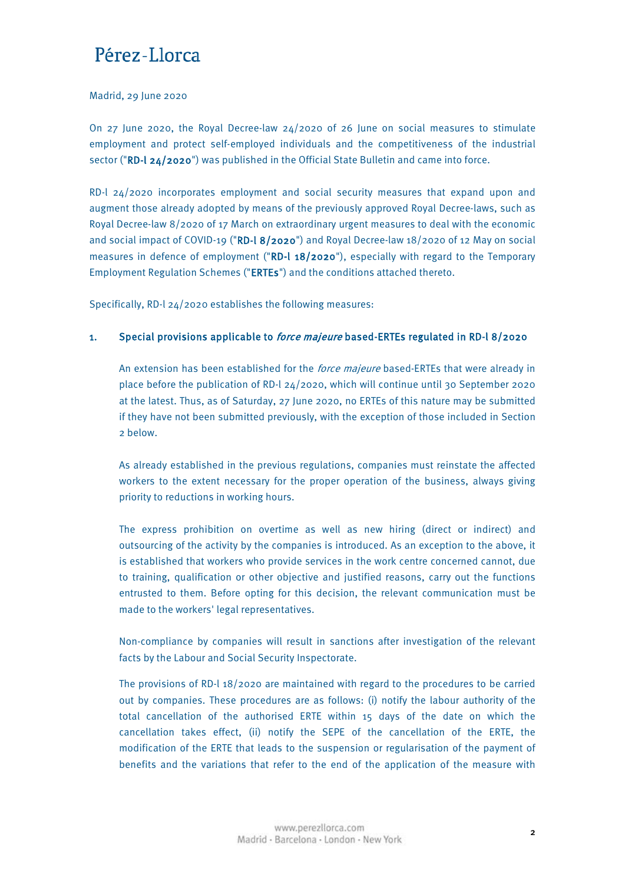Madrid, 29 June 2020

On 27 June 2020, the Royal Decree-law 24/2020 of 26 June on social measures to stimulate employment and protect self-employed individuals and the competitiveness of the industrial sector ("**RD-l 24/2020**") was published in the Official State Bulletin and came into force.

RD-l 24/2020 incorporates employment and social security measures that expand upon and augment those already adopted by means of the previously approved Royal Decree-laws, such as Royal Decree-law 8/2020 of 17 March on extraordinary urgent measures to deal with the economic and social impact of COVID-19 ("**RD-l 8/2020**") and Royal Decree-law 18/2020 of 12 May on social measures in defence of employment ("**RD-l 18/2020**"), especially with regard to the Temporary Employment Regulation Schemes ("**ERTEs**") and the conditions attached thereto.

Specifically, RD-l 24/2020 establishes the following measures:

## 1. Special provisions applicable to *force majeure* based-ERTEs regulated in RD-l 8/2020

An extension has been established for the *force majeure* based-ERTEs that were already in place before the publication of RD-l 24/2020, which will continue until 30 September 2020 at the latest. Thus, as of Saturday, 27 June 2020, no ERTEs of this nature may be submitted if they have not been submitted previously, with the exception of those included in Section 2 below.

As already established in the previous regulations, companies must reinstate the affected workers to the extent necessary for the proper operation of the business, always giving priority to reductions in working hours.

The express prohibition on overtime as well as new hiring (direct or indirect) and outsourcing of the activity by the companies is introduced. As an exception to the above, it is established that workers who provide services in the work centre concerned cannot, due to training, qualification or other objective and justified reasons, carry out the functions entrusted to them. Before opting for this decision, the relevant communication must be made to the workers' legal representatives.

Non-compliance by companies will result in sanctions after investigation of the relevant facts by the Labour and Social Security Inspectorate.

The provisions of RD-l 18/2020 are maintained with regard to the procedures to be carried out by companies. These procedures are as follows: (i) notify the labour authority of the total cancellation of the authorised ERTE within 15 days of the date on which the cancellation takes effect, (ii) notify the SEPE of the cancellation of the ERTE, the modification of the ERTE that leads to the suspension or regularisation of the payment of benefits and the variations that refer to the end of the application of the measure with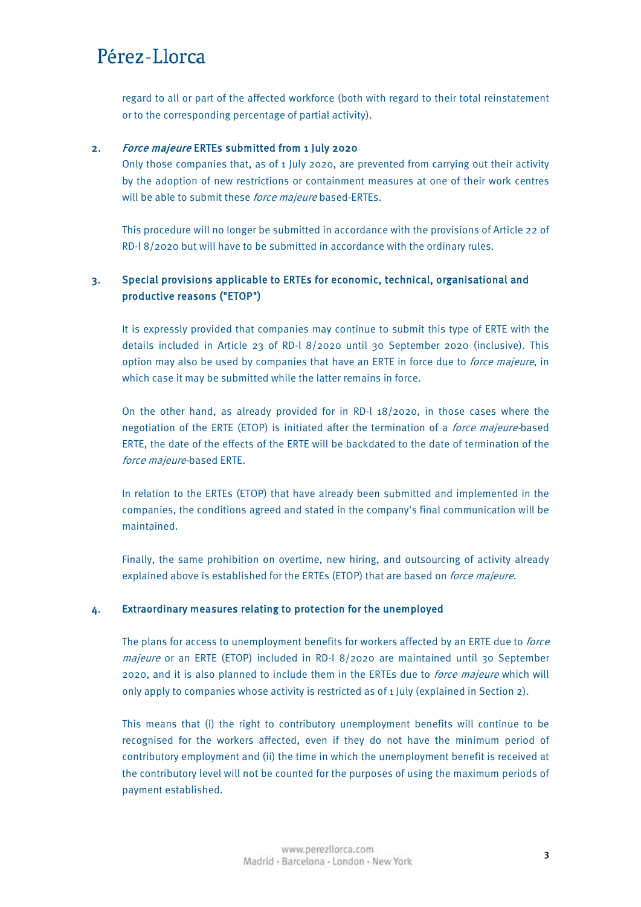regard to all or part of the affected workforce (both with regard to their total reinstatement or to the corresponding percentage of partial activity).

2. ***Force majeure* ERTEs submitted from 1 July 2020**

Only those companies that, as of 1 July 2020, are prevented from carrying out their activity by the adoption of new restrictions or containment measures at one of their work centres will be able to submit these *force majeure* based-ERTEs.

This procedure will no longer be submitted in accordance with the provisions of Article 22 of RD-l 8/2020 but will have to be submitted in accordance with the ordinary rules.

3. **Special provisions applicable to ERTEs for economic, technical, organisational and productive reasons ("ETOP")**

It is expressly provided that companies may continue to submit this type of ERTE with the details included in Article 23 of RD-l 8/2020 until 30 September 2020 (inclusive). This option may also be used by companies that have an ERTE in force due to *force majeure*, in which case it may be submitted while the latter remains in force.

On the other hand, as already provided for in RD-l 18/2020, in those cases where the negotiation of the ERTE (ETOP) is initiated after the termination of a *force majeure*-based ERTE, the date of the effects of the ERTE will be backdated to the date of termination of the *force majeure*-based ERTE.

In relation to the ERTEs (ETOP) that have already been submitted and implemented in the companies, the conditions agreed and stated in the company's final communication will be maintained.

Finally, the same prohibition on overtime, new hiring, and outsourcing of activity already explained above is established for the ERTEs (ETOP) that are based on *force majeure*.

4. **Extraordinary measures relating to protection for the unemployed**

The plans for access to unemployment benefits for workers affected by an ERTE due to *force majeure* or an ERTE (ETOP) included in RD-l 8/2020 are maintained until 30 September 2020, and it is also planned to include them in the ERTEs due to *force majeure* which will only apply to companies whose activity is restricted as of 1 July (explained in Section 2).

This means that (i) the right to contributory unemployment benefits will continue to be recognised for the workers affected, even if they do not have the minimum period of contributory employment and (ii) the time in which the unemployment benefit is received at the contributory level will not be counted for the purposes of using the maximum periods of payment established.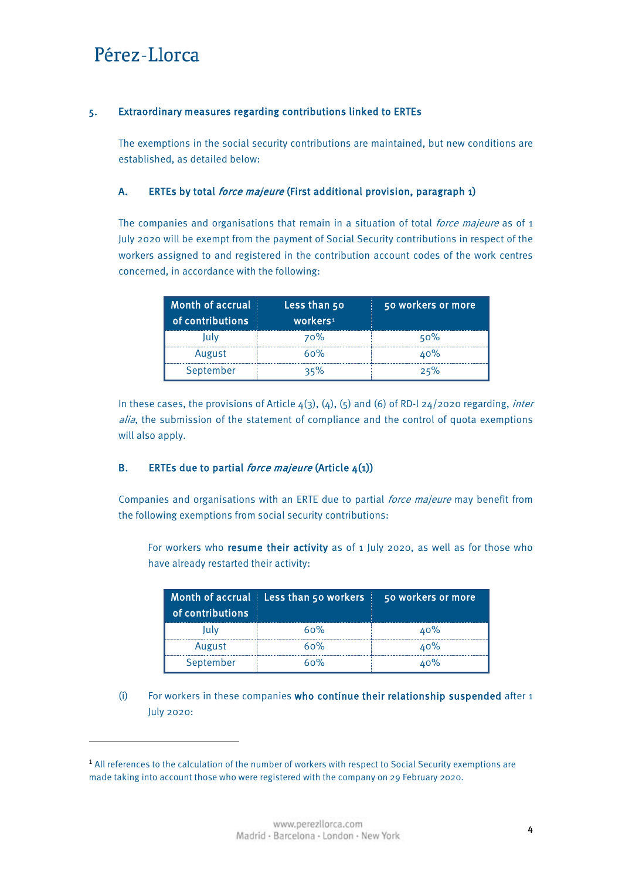## 5. Extraordinary measures regarding contributions linked to ERTEs

The exemptions in the social security contributions are maintained, but new conditions are established, as detailed below:

### A. ERTEs by total *force majeure* (First additional provision, paragraph 1)

The companies and organisations that remain in a situation of total *force majeure* as of 1 July 2020 will be exempt from the payment of Social Security contributions in respect of the workers assigned to and registered in the contribution account codes of the work centres concerned, in accordance with the following:

| Month of accrual of contributions | Less than 50 workers[1] | 50 workers or more |
|---|---|---|
| July | 70% | 50% |
| August | 60% | 40% |
| September | 35% | 25% |

In these cases, the provisions of Article 4(3), (4), (5) and (6) of RD-l 24/2020 regarding, *inter alia*, the submission of the statement of compliance and the control of quota exemptions will also apply.

### B. ERTEs due to partial *force majeure* (Article 4(1))

Companies and organisations with an ERTE due to partial *force majeure* may benefit from the following exemptions from social security contributions:

For workers who **resume their activity** as of 1 July 2020, as well as for those who have already restarted their activity:

| Month of accrual of contributions | Less than 50 workers | 50 workers or more |
|---|---|---|
| July | 60% | 40% |
| August | 60% | 40% |
| September | 60% | 40% |

(i) For workers in these companies **who continue their relationship suspended** after 1 July 2020:

---

[1] All references to the calculation of the number of workers with respect to Social Security exemptions are made taking into account those who were registered with the company on 29 February 2020.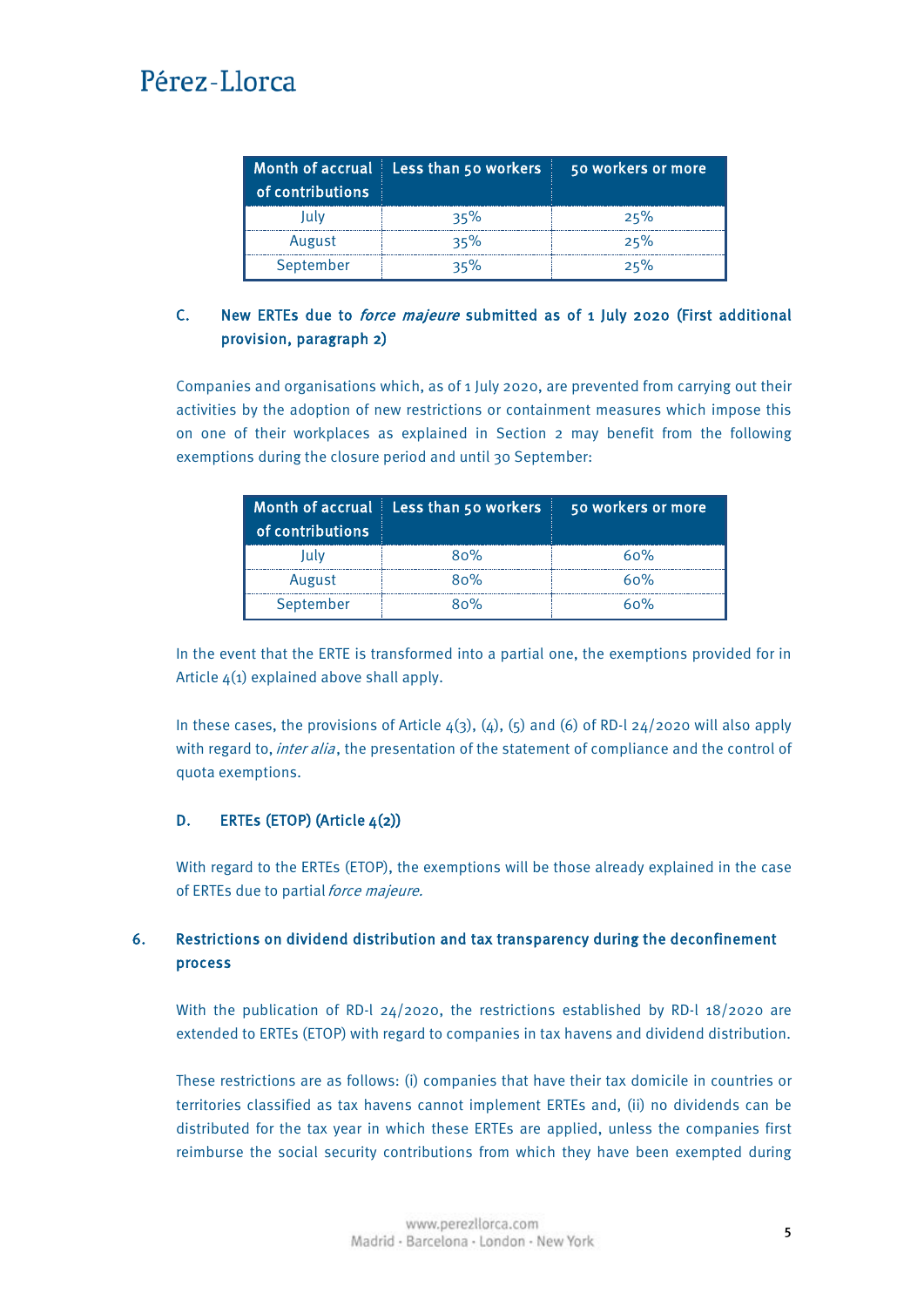| Month of accrual of contributions | Less than 50 workers | 50 workers or more |
|---|---|---|
| July | 35% | 25% |
| August | 35% | 25% |
| September | 35% | 25% |

### C. New ERTEs due to *force majeure* submitted as of 1 July 2020 (First additional provision, paragraph 2)

Companies and organisations which, as of 1 July 2020, are prevented from carrying out their activities by the adoption of new restrictions or containment measures which impose this on one of their workplaces as explained in Section 2 may benefit from the following exemptions during the closure period and until 30 September:

| Month of accrual of contributions | Less than 50 workers | 50 workers or more |
|---|---|---|
| July | 80% | 60% |
| August | 80% | 60% |
| September | 80% | 60% |

In the event that the ERTE is transformed into a partial one, the exemptions provided for in Article 4(1) explained above shall apply.

In these cases, the provisions of Article 4(3), (4), (5) and (6) of RD-l 24/2020 will also apply with regard to, *inter alia*, the presentation of the statement of compliance and the control of quota exemptions.

### D. ERTEs (ETOP) (Article 4(2))

With regard to the ERTEs (ETOP), the exemptions will be those already explained in the case of ERTEs due to partial *force majeure.*

## 6. Restrictions on dividend distribution and tax transparency during the deconfinement process

With the publication of RD-l 24/2020, the restrictions established by RD-l 18/2020 are extended to ERTEs (ETOP) with regard to companies in tax havens and dividend distribution.

These restrictions are as follows: (i) companies that have their tax domicile in countries or territories classified as tax havens cannot implement ERTEs and, (ii) no dividends can be distributed for the tax year in which these ERTEs are applied, unless the companies first reimburse the social security contributions from which they have been exempted during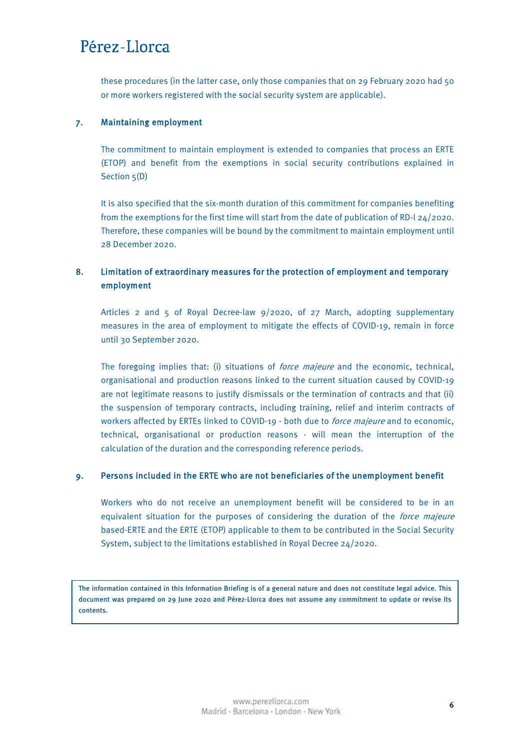these procedures (in the latter case, only those companies that on 29 February 2020 had 50 or more workers registered with the social security system are applicable).

## 7. Maintaining employment

The commitment to maintain employment is extended to companies that process an ERTE (ETOP) and benefit from the exemptions in social security contributions explained in Section 5(D)

It is also specified that the six-month duration of this commitment for companies benefiting from the exemptions for the first time will start from the date of publication of RD-l 24/2020. Therefore, these companies will be bound by the commitment to maintain employment until 28 December 2020.

## 8. Limitation of extraordinary measures for the protection of employment and temporary employment

Articles 2 and 5 of Royal Decree-law 9/2020, of 27 March, adopting supplementary measures in the area of employment to mitigate the effects of COVID-19, remain in force until 30 September 2020.

The foregoing implies that: (i) situations of *force majeure* and the economic, technical, organisational and production reasons linked to the current situation caused by COVID-19 are not legitimate reasons to justify dismissals or the termination of contracts and that (ii) the suspension of temporary contracts, including training, relief and interim contracts of workers affected by ERTEs linked to COVID-19 - both due to *force majeure* and to economic, technical, organisational or production reasons - will mean the interruption of the calculation of the duration and the corresponding reference periods.

## 9. Persons included in the ERTE who are not beneficiaries of the unemployment benefit

Workers who do not receive an unemployment benefit will be considered to be in an equivalent situation for the purposes of considering the duration of the *force majeure* based-ERTE and the ERTE (ETOP) applicable to them to be contributed in the Social Security System, subject to the limitations established in Royal Decree 24/2020.

**The information contained in this Information Briefing is of a general nature and does not constitute legal advice. This document was prepared on 29 June 2020 and Pérez-Llorca does not assume any commitment to update or revise its contents.**